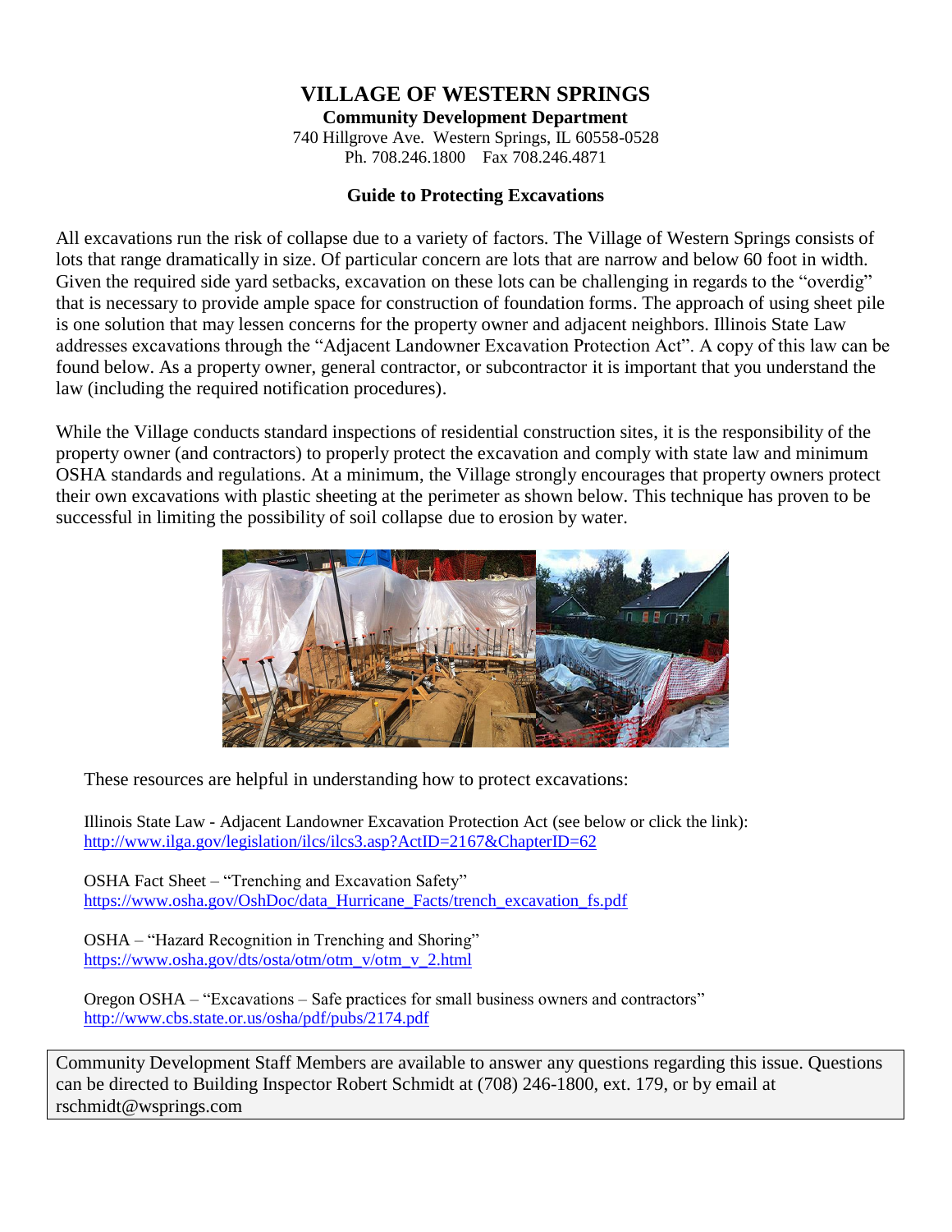# VILLAGE OF WESTERN SPRINGS

**Community Development Department**

740 Hillgrove Ave. Western Springs, IL 60558-0528
Ph. 708.246.1800 Fax 708.246.4871

### Guide to Protecting Excavations

All excavations run the risk of collapse due to a variety of factors. The Village of Western Springs consists of lots that range dramatically in size. Of particular concern are lots that are narrow and below 60 foot in width. Given the required side yard setbacks, excavation on these lots can be challenging in regards to the "overdig" that is necessary to provide ample space for construction of foundation forms. The approach of using sheet pile is one solution that may lessen concerns for the property owner and adjacent neighbors. Illinois State Law addresses excavations through the "Adjacent Landowner Excavation Protection Act". A copy of this law can be found below. As a property owner, general contractor, or subcontractor it is important that you understand the law (including the required notification procedures).

While the Village conducts standard inspections of residential construction sites, it is the responsibility of the property owner (and contractors) to properly protect the excavation and comply with state law and minimum OSHA standards and regulations. At a minimum, the Village strongly encourages that property owners protect their own excavations with plastic sheeting at the perimeter as shown below. This technique has proven to be successful in limiting the possibility of soil collapse due to erosion by water.

These resources are helpful in understanding how to protect excavations:

Illinois State Law - Adjacent Landowner Excavation Protection Act (see below or click the link):
http://www.ilga.gov/legislation/ilcs/ilcs3.asp?ActID=2167&ChapterID=62

OSHA Fact Sheet – "Trenching and Excavation Safety"
https://www.osha.gov/OshDoc/data_Hurricane_Facts/trench_excavation_fs.pdf

OSHA – "Hazard Recognition in Trenching and Shoring"
https://www.osha.gov/dts/osta/otm/otm_v/otm_v_2.html

Oregon OSHA – "Excavations – Safe practices for small business owners and contractors"
http://www.cbs.state.or.us/osha/pdf/pubs/2174.pdf

Community Development Staff Members are available to answer any questions regarding this issue. Questions can be directed to Building Inspector Robert Schmidt at (708) 246-1800, ext. 179, or by email at rschmidt@wsprings.com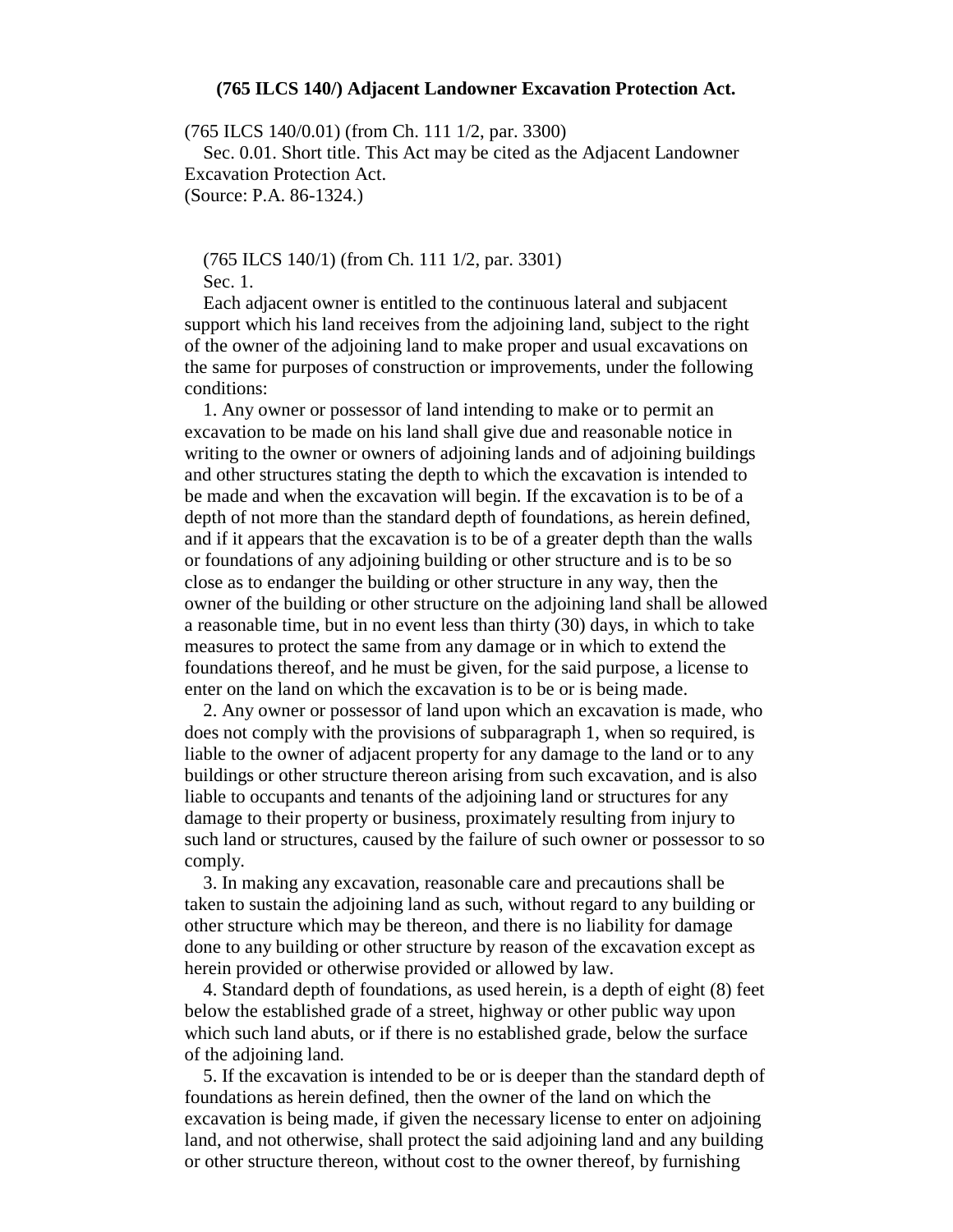# (765 ILCS 140/) Adjacent Landowner Excavation Protection Act.

(765 ILCS 140/0.01) (from Ch. 111 1/2, par. 3300)

Sec. 0.01. Short title. This Act may be cited as the Adjacent Landowner Excavation Protection Act.
(Source: P.A. 86-1324.)

(765 ILCS 140/1) (from Ch. 111 1/2, par. 3301)

Sec. 1.

Each adjacent owner is entitled to the continuous lateral and subjacent support which his land receives from the adjoining land, subject to the right of the owner of the adjoining land to make proper and usual excavations on the same for purposes of construction or improvements, under the following conditions:

1. Any owner or possessor of land intending to make or to permit an excavation to be made on his land shall give due and reasonable notice in writing to the owner or owners of adjoining lands and of adjoining buildings and other structures stating the depth to which the excavation is intended to be made and when the excavation will begin. If the excavation is to be of a depth of not more than the standard depth of foundations, as herein defined, and if it appears that the excavation is to be of a greater depth than the walls or foundations of any adjoining building or other structure and is to be so close as to endanger the building or other structure in any way, then the owner of the building or other structure on the adjoining land shall be allowed a reasonable time, but in no event less than thirty (30) days, in which to take measures to protect the same from any damage or in which to extend the foundations thereof, and he must be given, for the said purpose, a license to enter on the land on which the excavation is to be or is being made.

2. Any owner or possessor of land upon which an excavation is made, who does not comply with the provisions of subparagraph 1, when so required, is liable to the owner of adjacent property for any damage to the land or to any buildings or other structure thereon arising from such excavation, and is also liable to occupants and tenants of the adjoining land or structures for any damage to their property or business, proximately resulting from injury to such land or structures, caused by the failure of such owner or possessor to so comply.

3. In making any excavation, reasonable care and precautions shall be taken to sustain the adjoining land as such, without regard to any building or other structure which may be thereon, and there is no liability for damage done to any building or other structure by reason of the excavation except as herein provided or otherwise provided or allowed by law.

4. Standard depth of foundations, as used herein, is a depth of eight (8) feet below the established grade of a street, highway or other public way upon which such land abuts, or if there is no established grade, below the surface of the adjoining land.

5. If the excavation is intended to be or is deeper than the standard depth of foundations as herein defined, then the owner of the land on which the excavation is being made, if given the necessary license to enter on adjoining land, and not otherwise, shall protect the said adjoining land and any building or other structure thereon, without cost to the owner thereof, by furnishing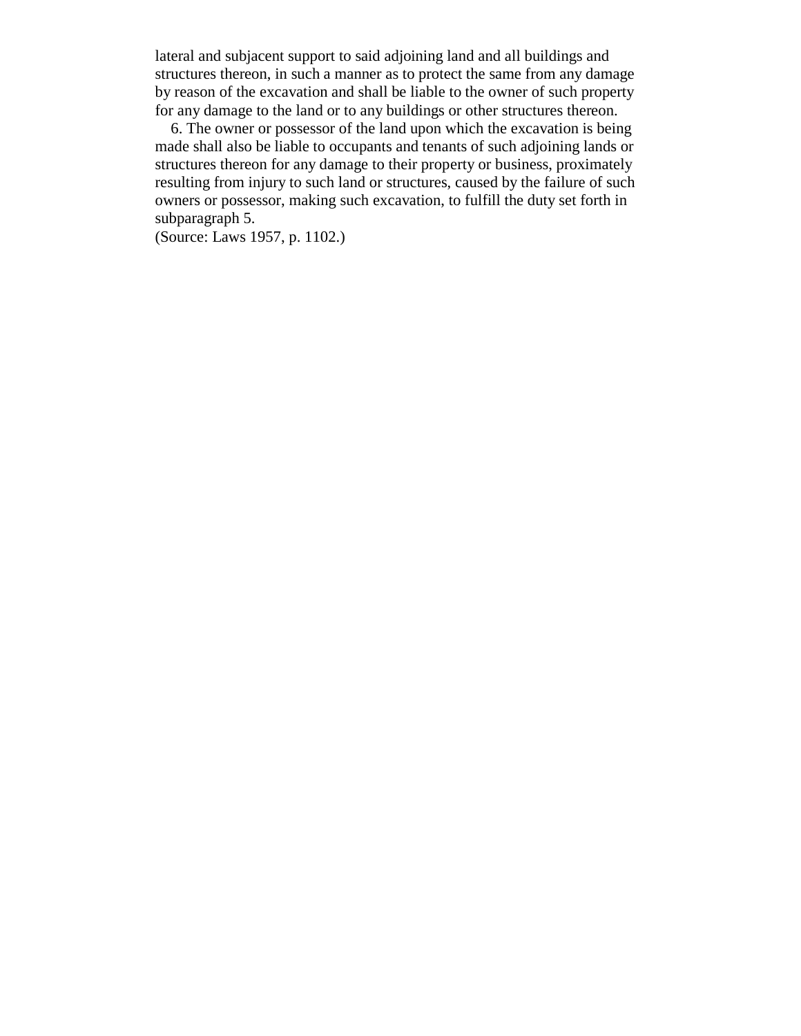lateral and subjacent support to said adjoining land and all buildings and structures thereon, in such a manner as to protect the same from any damage by reason of the excavation and shall be liable to the owner of such property for any damage to the land or to any buildings or other structures thereon.

6. The owner or possessor of the land upon which the excavation is being made shall also be liable to occupants and tenants of such adjoining lands or structures thereon for any damage to their property or business, proximately resulting from injury to such land or structures, caused by the failure of such owners or possessor, making such excavation, to fulfill the duty set forth in subparagraph 5.

(Source: Laws 1957, p. 1102.)